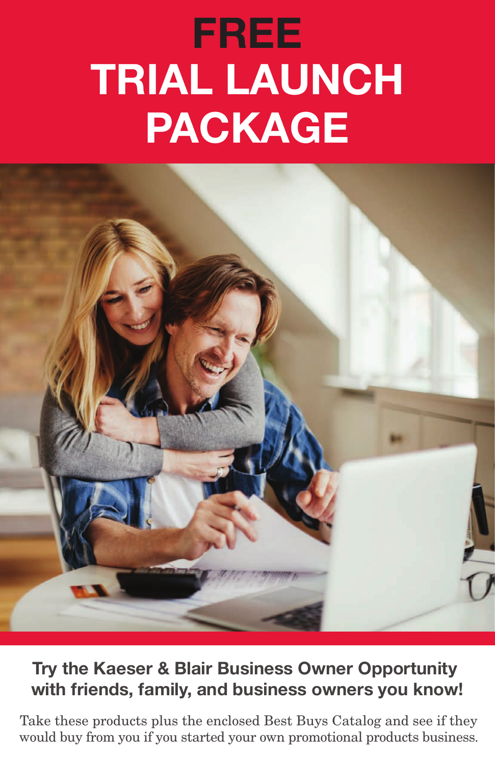# FREE TRIAL LAUNCH PACKAGE

**Try the Kaeser & Blair Business Owner Opportunity with friends, family, and business owners you know!**

Take these products plus the enclosed Best Buys Catalog and see if they would buy from you if you started your own promotional products business.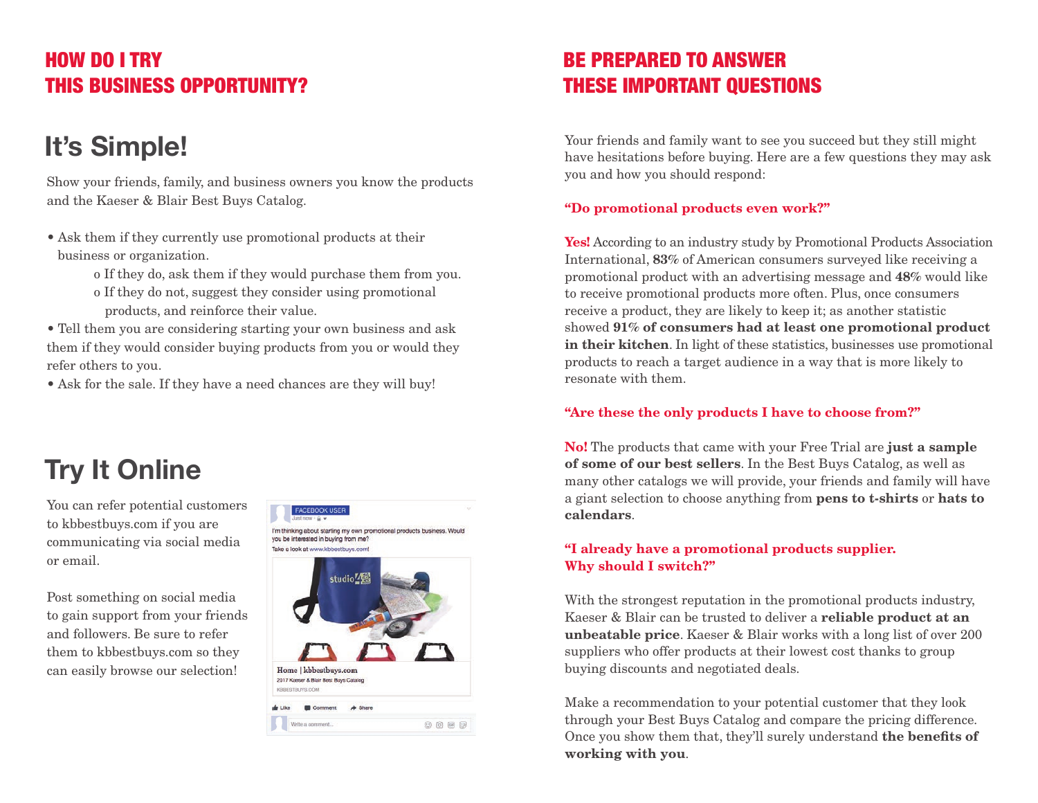## HOW DO I TRY THIS BUSINESS OPPORTUNITY?

# It's Simple!

Show your friends, family, and business owners you know the products and the Kaeser & Blair Best Buys Catalog.

- Ask them if they currently use promotional products at their business or organization.
  - o If they do, ask them if they would purchase them from you.
  - o If they do not, suggest they consider using promotional products, and reinforce their value.
- Tell them you are considering starting your own business and ask them if they would consider buying products from you or would they refer others to you.
- Ask for the sale. If they have a need chances are they will buy!

# Try It Online

You can refer potential customers to kbbestbuys.com if you are communicating via social media or email.

Post something on social media to gain support from your friends and followers. Be sure to refer them to kbbestbuys.com so they can easily browse our selection!

## BE PREPARED TO ANSWER THESE IMPORTANT QUESTIONS

Your friends and family want to see you succeed but they still might have hesitations before buying. Here are a few questions they may ask you and how you should respond:

**"Do promotional products even work?"**

**Yes!** According to an industry study by Promotional Products Association International, **83%** of American consumers surveyed like receiving a promotional product with an advertising message and **48%** would like to receive promotional products more often. Plus, once consumers receive a product, they are likely to keep it; as another statistic showed **91% of consumers had at least one promotional product in their kitchen**. In light of these statistics, businesses use promotional products to reach a target audience in a way that is more likely to resonate with them.

**"Are these the only products I have to choose from?"**

**No!** The products that came with your Free Trial are **just a sample of some of our best sellers**. In the Best Buys Catalog, as well as many other catalogs we will provide, your friends and family will have a giant selection to choose anything from **pens to t-shirts** or **hats to calendars**.

**"I already have a promotional products supplier. Why should I switch?"**

With the strongest reputation in the promotional products industry, Kaeser & Blair can be trusted to deliver a **reliable product at an unbeatable price**. Kaeser & Blair works with a long list of over 200 suppliers who offer products at their lowest cost thanks to group buying discounts and negotiated deals.

Make a recommendation to your potential customer that they look through your Best Buys Catalog and compare the pricing difference. Once you show them that, they'll surely understand **the benefits of working with you**.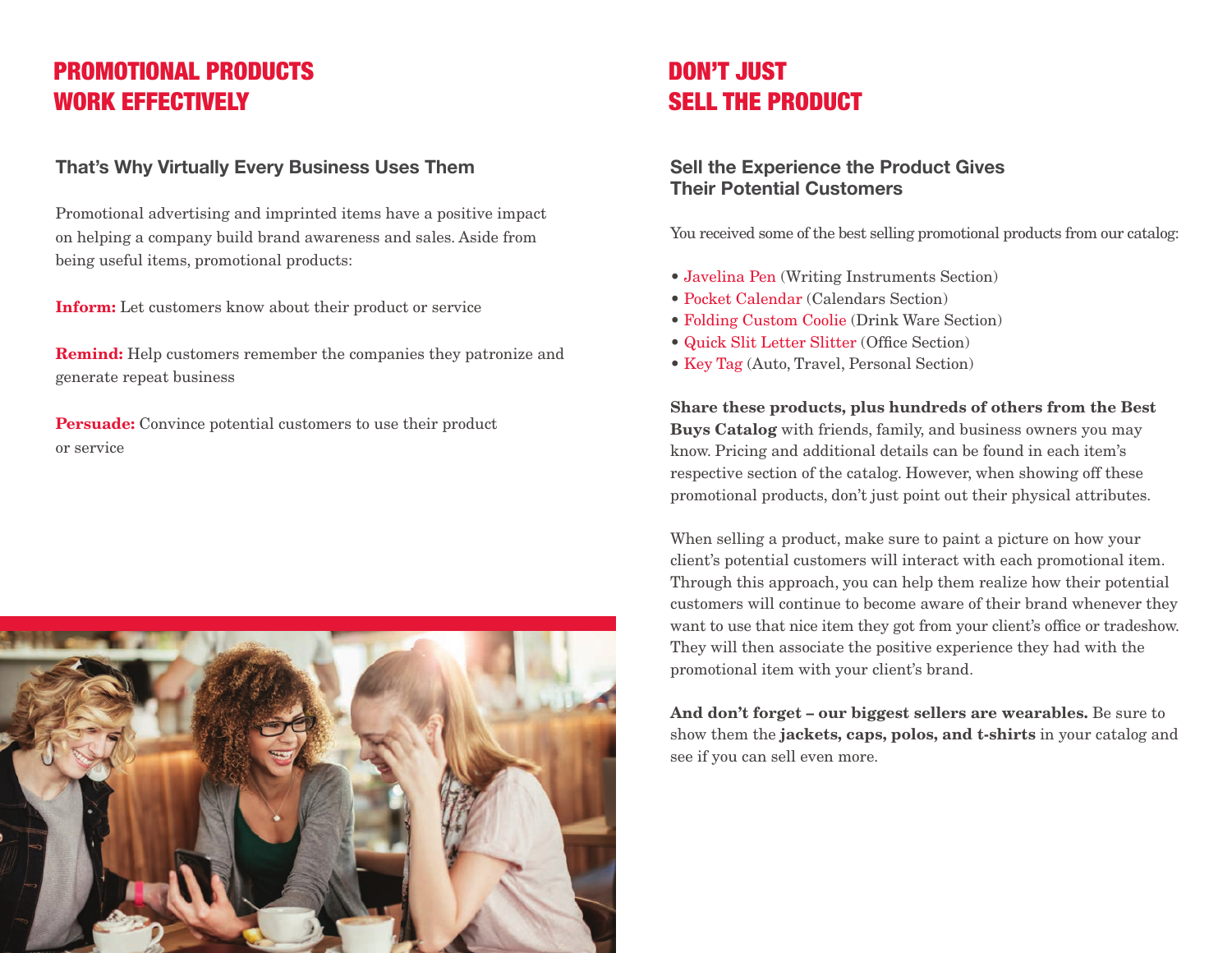# PROMOTIONAL PRODUCTS WORK EFFECTIVELY

### That's Why Virtually Every Business Uses Them

Promotional advertising and imprinted items have a positive impact on helping a company build brand awareness and sales. Aside from being useful items, promotional products:

**Inform:** Let customers know about their product or service

**Remind:** Help customers remember the companies they patronize and generate repeat business

**Persuade:** Convince potential customers to use their product or service

# DON'T JUST SELL THE PRODUCT

### Sell the Experience the Product Gives Their Potential Customers

You received some of the best selling promotional products from our catalog:

- Javelina Pen (Writing Instruments Section)
- Pocket Calendar (Calendars Section)
- Folding Custom Coolie (Drink Ware Section)
- Quick Slit Letter Slitter (Office Section)
- Key Tag (Auto, Travel, Personal Section)

**Share these products, plus hundreds of others from the Best Buys Catalog** with friends, family, and business owners you may know. Pricing and additional details can be found in each item's respective section of the catalog. However, when showing off these promotional products, don't just point out their physical attributes.

When selling a product, make sure to paint a picture on how your client's potential customers will interact with each promotional item. Through this approach, you can help them realize how their potential customers will continue to become aware of their brand whenever they want to use that nice item they got from your client's office or tradeshow. They will then associate the positive experience they had with the promotional item with your client's brand.

**And don't forget – our biggest sellers are wearables.** Be sure to show them the **jackets, caps, polos, and t-shirts** in your catalog and see if you can sell even more.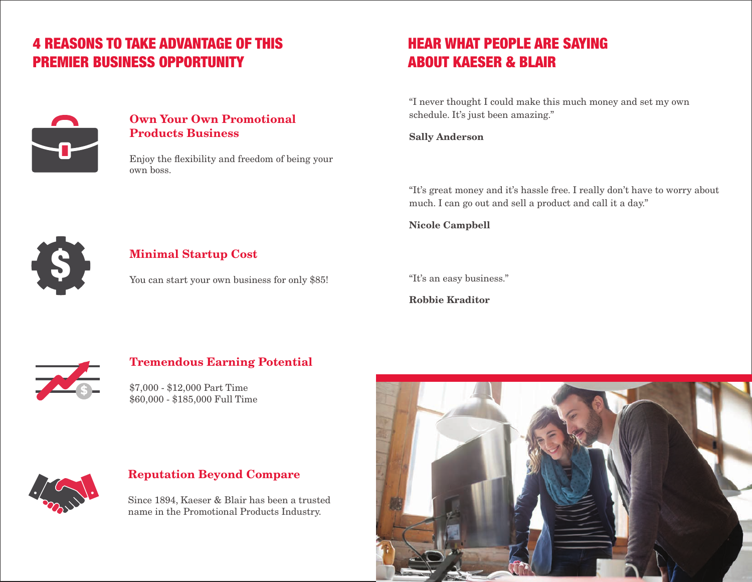## 4 REASONS TO TAKE ADVANTAGE OF THIS PREMIER BUSINESS OPPORTUNITY

### Own Your Own Promotional Products Business

Enjoy the flexibility and freedom of being your own boss.

### Minimal Startup Cost

You can start your own business for only $85!

### Tremendous Earning Potential

$7,000 - $12,000 Part Time
$60,000 - $185,000 Full Time

### Reputation Beyond Compare

Since 1894, Kaeser & Blair has been a trusted name in the Promotional Products Industry.

## HEAR WHAT PEOPLE ARE SAYING ABOUT KAESER & BLAIR

"I never thought I could make this much money and set my own schedule. It's just been amazing."

**Sally Anderson**

"It's great money and it's hassle free. I really don't have to worry about much. I can go out and sell a product and call it a day."

**Nicole Campbell**

"It's an easy business."

**Robbie Kraditor**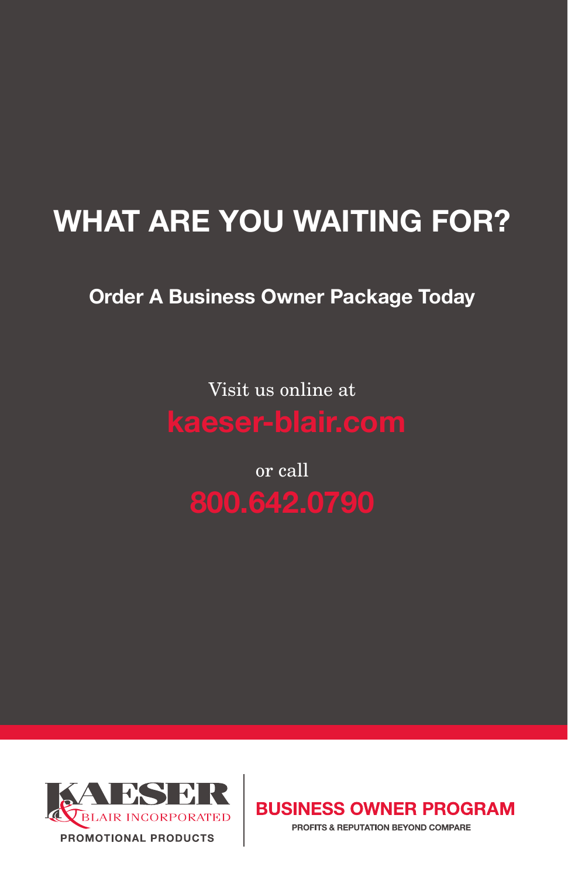# WHAT ARE YOU WAITING FOR?

**Order A Business Owner Package Today**

Visit us online at

**kaeser-blair.com**

or call

**800.642.0790**

KAESER & BLAIR INCORPORATED

PROMOTIONAL PRODUCTS

**BUSINESS OWNER PROGRAM**

PROFITS & REPUTATION BEYOND COMPARE